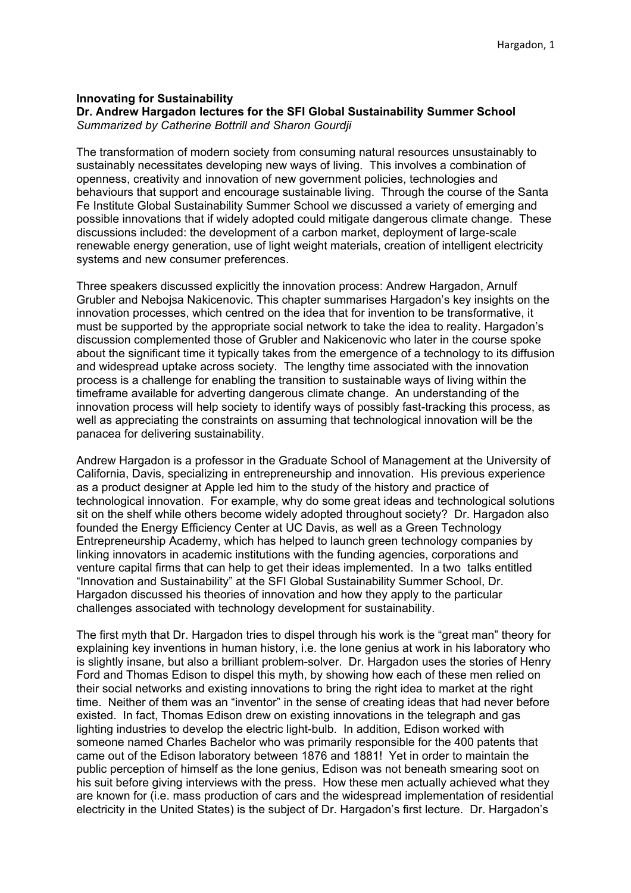**Innovating for Sustainability**
**Dr. Andrew Hargadon lectures for the SFI Global Sustainability Summer School**
*Summarized by Catherine Bottrill and Sharon Gourdji*

The transformation of modern society from consuming natural resources unsustainably to sustainably necessitates developing new ways of living. This involves a combination of openness, creativity and innovation of new government policies, technologies and behaviours that support and encourage sustainable living. Through the course of the Santa Fe Institute Global Sustainability Summer School we discussed a variety of emerging and possible innovations that if widely adopted could mitigate dangerous climate change. These discussions included: the development of a carbon market, deployment of large-scale renewable energy generation, use of light weight materials, creation of intelligent electricity systems and new consumer preferences.

Three speakers discussed explicitly the innovation process: Andrew Hargadon, Arnulf Grubler and Nebojsa Nakicenovic. This chapter summarises Hargadon's key insights on the innovation processes, which centred on the idea that for invention to be transformative, it must be supported by the appropriate social network to take the idea to reality. Hargadon's discussion complemented those of Grubler and Nakicenovic who later in the course spoke about the significant time it typically takes from the emergence of a technology to its diffusion and widespread uptake across society. The lengthy time associated with the innovation process is a challenge for enabling the transition to sustainable ways of living within the timeframe available for adverting dangerous climate change. An understanding of the innovation process will help society to identify ways of possibly fast-tracking this process, as well as appreciating the constraints on assuming that technological innovation will be the panacea for delivering sustainability.

Andrew Hargadon is a professor in the Graduate School of Management at the University of California, Davis, specializing in entrepreneurship and innovation. His previous experience as a product designer at Apple led him to the study of the history and practice of technological innovation. For example, why do some great ideas and technological solutions sit on the shelf while others become widely adopted throughout society? Dr. Hargadon also founded the Energy Efficiency Center at UC Davis, as well as a Green Technology Entrepreneurship Academy, which has helped to launch green technology companies by linking innovators in academic institutions with the funding agencies, corporations and venture capital firms that can help to get their ideas implemented. In a two talks entitled "Innovation and Sustainability" at the SFI Global Sustainability Summer School, Dr. Hargadon discussed his theories of innovation and how they apply to the particular challenges associated with technology development for sustainability.

The first myth that Dr. Hargadon tries to dispel through his work is the "great man" theory for explaining key inventions in human history, i.e. the lone genius at work in his laboratory who is slightly insane, but also a brilliant problem-solver. Dr. Hargadon uses the stories of Henry Ford and Thomas Edison to dispel this myth, by showing how each of these men relied on their social networks and existing innovations to bring the right idea to market at the right time. Neither of them was an "inventor" in the sense of creating ideas that had never before existed. In fact, Thomas Edison drew on existing innovations in the telegraph and gas lighting industries to develop the electric light-bulb. In addition, Edison worked with someone named Charles Bachelor who was primarily responsible for the 400 patents that came out of the Edison laboratory between 1876 and 1881! Yet in order to maintain the public perception of himself as the lone genius, Edison was not beneath smearing soot on his suit before giving interviews with the press. How these men actually achieved what they are known for (i.e. mass production of cars and the widespread implementation of residential electricity in the United States) is the subject of Dr. Hargadon's first lecture. Dr. Hargadon's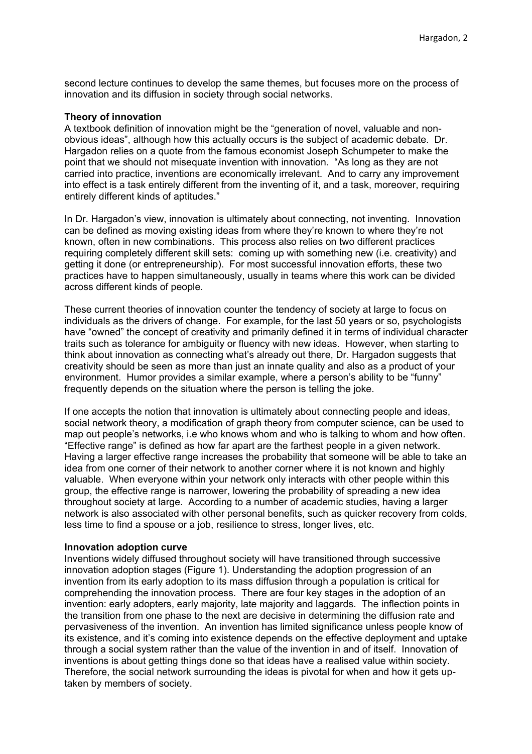second lecture continues to develop the same themes, but focuses more on the process of innovation and its diffusion in society through social networks.

**Theory of innovation**

A textbook definition of innovation might be the "generation of novel, valuable and non-obvious ideas", although how this actually occurs is the subject of academic debate. Dr. Hargadon relies on a quote from the famous economist Joseph Schumpeter to make the point that we should not misequate invention with innovation. "As long as they are not carried into practice, inventions are economically irrelevant. And to carry any improvement into effect is a task entirely different from the inventing of it, and a task, moreover, requiring entirely different kinds of aptitudes."

In Dr. Hargadon's view, innovation is ultimately about connecting, not inventing. Innovation can be defined as moving existing ideas from where they're known to where they're not known, often in new combinations. This process also relies on two different practices requiring completely different skill sets: coming up with something new (i.e. creativity) and getting it done (or entrepreneurship). For most successful innovation efforts, these two practices have to happen simultaneously, usually in teams where this work can be divided across different kinds of people.

These current theories of innovation counter the tendency of society at large to focus on individuals as the drivers of change. For example, for the last 50 years or so, psychologists have "owned" the concept of creativity and primarily defined it in terms of individual character traits such as tolerance for ambiguity or fluency with new ideas. However, when starting to think about innovation as connecting what's already out there, Dr. Hargadon suggests that creativity should be seen as more than just an innate quality and also as a product of your environment. Humor provides a similar example, where a person's ability to be "funny" frequently depends on the situation where the person is telling the joke.

If one accepts the notion that innovation is ultimately about connecting people and ideas, social network theory, a modification of graph theory from computer science, can be used to map out people's networks, i.e who knows whom and who is talking to whom and how often. "Effective range" is defined as how far apart are the farthest people in a given network. Having a larger effective range increases the probability that someone will be able to take an idea from one corner of their network to another corner where it is not known and highly valuable. When everyone within your network only interacts with other people within this group, the effective range is narrower, lowering the probability of spreading a new idea throughout society at large. According to a number of academic studies, having a larger network is also associated with other personal benefits, such as quicker recovery from colds, less time to find a spouse or a job, resilience to stress, longer lives, etc.

**Innovation adoption curve**

Inventions widely diffused throughout society will have transitioned through successive innovation adoption stages (Figure 1). Understanding the adoption progression of an invention from its early adoption to its mass diffusion through a population is critical for comprehending the innovation process. There are four key stages in the adoption of an invention: early adopters, early majority, late majority and laggards. The inflection points in the transition from one phase to the next are decisive in determining the diffusion rate and pervasiveness of the invention. An invention has limited significance unless people know of its existence, and it's coming into existence depends on the effective deployment and uptake through a social system rather than the value of the invention in and of itself. Innovation of inventions is about getting things done so that ideas have a realised value within society. Therefore, the social network surrounding the ideas is pivotal for when and how it gets up-taken by members of society.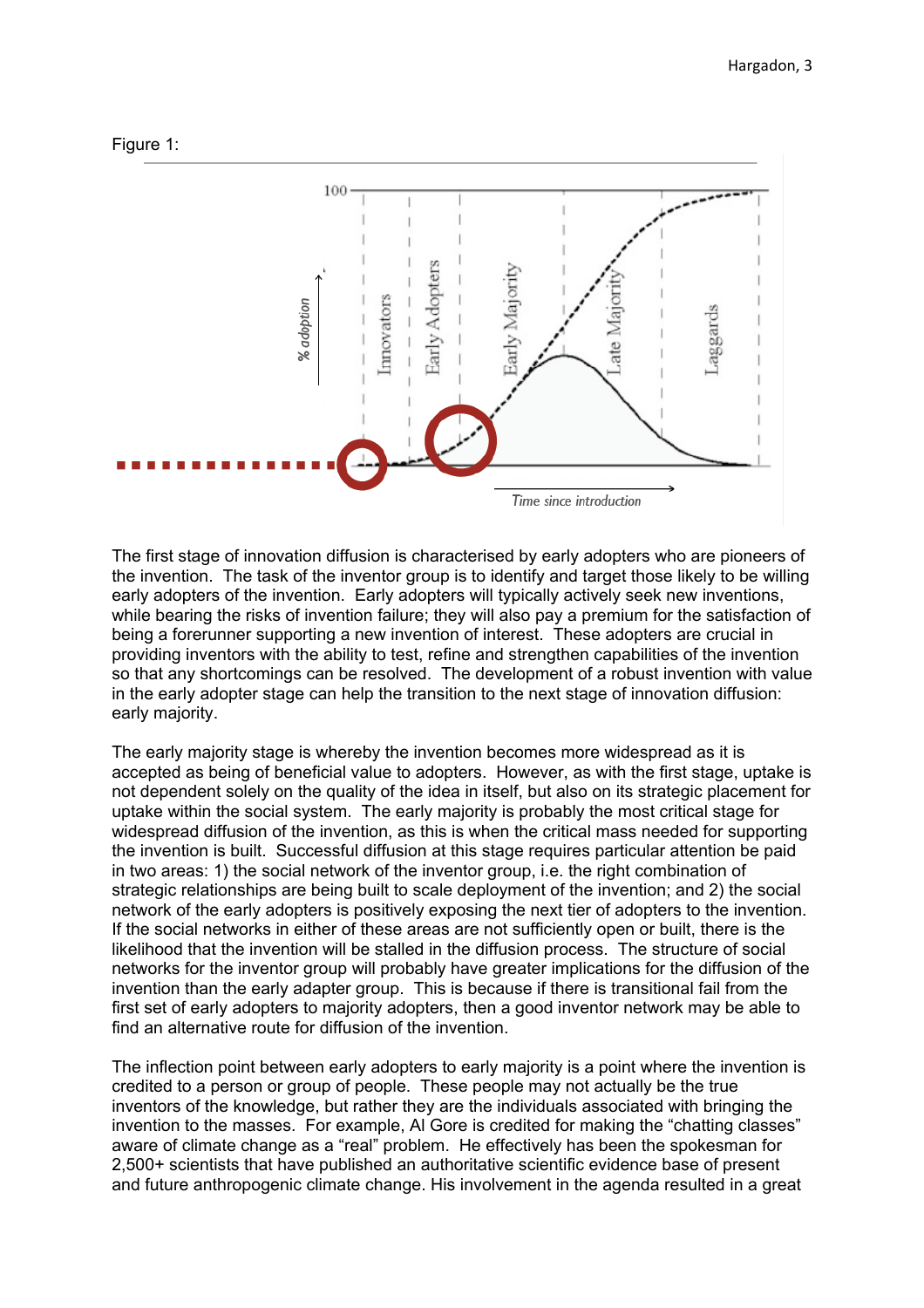Figure 1:

The first stage of innovation diffusion is characterised by early adopters who are pioneers of the invention. The task of the inventor group is to identify and target those likely to be willing early adopters of the invention. Early adopters will typically actively seek new inventions, while bearing the risks of invention failure; they will also pay a premium for the satisfaction of being a forerunner supporting a new invention of interest. These adopters are crucial in providing inventors with the ability to test, refine and strengthen capabilities of the invention so that any shortcomings can be resolved. The development of a robust invention with value in the early adopter stage can help the transition to the next stage of innovation diffusion: early majority.

The early majority stage is whereby the invention becomes more widespread as it is accepted as being of beneficial value to adopters. However, as with the first stage, uptake is not dependent solely on the quality of the idea in itself, but also on its strategic placement for uptake within the social system. The early majority stage is probably the most critical stage for widespread diffusion of the invention, as this is when the critical mass needed for supporting the invention is built. Successful diffusion at this stage requires particular attention be paid in two areas: 1) the social network of the inventor group, i.e. the right combination of strategic relationships are being built to scale deployment of the invention; and 2) the social network of the early adopters is positively exposing the next tier of adopters to the invention. If the social networks in either of these areas are not sufficiently open or built, there is the likelihood that the invention will be stalled in the diffusion process. The structure of social networks for the inventor group will probably have greater implications for the diffusion of the invention than the early adapter group. This is because if there is transitional fail from the first set of early adopters to majority adopters, then a good inventor network may be able to find an alternative route for diffusion of the invention.

The inflection point between early adopters to early majority is a point where the invention is credited to a person or group of people. These people may not actually be the true inventors of the knowledge, but rather they are the individuals associated with bringing the invention to the masses. For example, Al Gore is credited for making the "chatting classes" aware of climate change as a "real" problem. He effectively has been the spokesman for 2,500+ scientists that have published an authoritative scientific evidence base of present and future anthropogenic climate change. His involvement in the agenda resulted in a great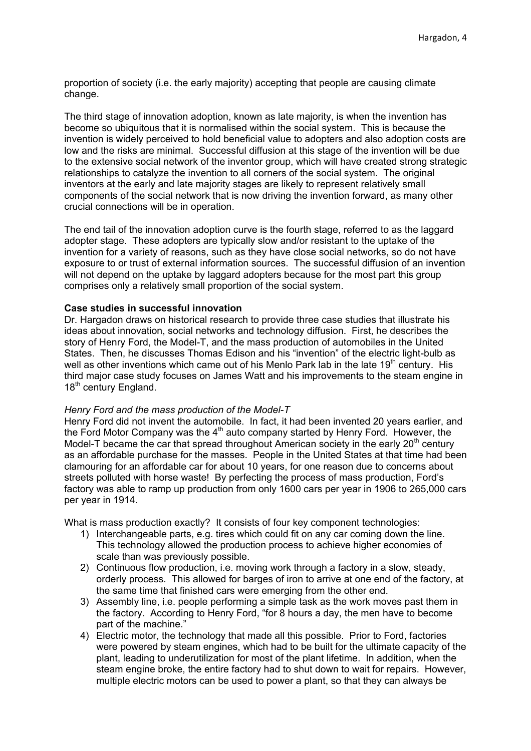proportion of society (i.e. the early majority) accepting that people are causing climate change.

The third stage of innovation adoption, known as late majority, is when the invention has become so ubiquitous that it is normalised within the social system. This is because the invention is widely perceived to hold beneficial value to adopters and also adoption costs are low and the risks are minimal. Successful diffusion at this stage of the invention will be due to the extensive social network of the inventor group, which will have created strong strategic relationships to catalyze the invention to all corners of the social system. The original inventors at the early and late majority stages are likely to represent relatively small components of the social network that is now driving the invention forward, as many other crucial connections will be in operation.

The end tail of the innovation adoption curve is the fourth stage, referred to as the laggard adopter stage. These adopters are typically slow and/or resistant to the uptake of the invention for a variety of reasons, such as they have close social networks, so do not have exposure to or trust of external information sources. The successful diffusion of an invention will not depend on the uptake by laggard adopters because for the most part this group comprises only a relatively small proportion of the social system.

**Case studies in successful innovation**

Dr. Hargadon draws on historical research to provide three case studies that illustrate his ideas about innovation, social networks and technology diffusion. First, he describes the story of Henry Ford, the Model-T, and the mass production of automobiles in the United States. Then, he discusses Thomas Edison and his "invention" of the electric light-bulb as well as other inventions which came out of his Menlo Park lab in the late 19th century. His third major case study focuses on James Watt and his improvements to the steam engine in 18th century England.

*Henry Ford and the mass production of the Model-T*

Henry Ford did not invent the automobile. In fact, it had been invented 20 years earlier, and the Ford Motor Company was the 4th auto company started by Henry Ford. However, the Model-T became the car that spread throughout American society in the early 20th century as an affordable purchase for the masses. People in the United States at that time had been clamouring for an affordable car for about 10 years, for one reason due to concerns about streets polluted with horse waste! By perfecting the process of mass production, Ford's factory was able to ramp up production from only 1600 cars per year in 1906 to 265,000 cars per year in 1914.

What is mass production exactly? It consists of four key component technologies:

1) Interchangeable parts, e.g. tires which could fit on any car coming down the line. This technology allowed the production process to achieve higher economies of scale than was previously possible.
2) Continuous flow production, i.e. moving work through a factory in a slow, steady, orderly process. This allowed for barges of iron to arrive at one end of the factory, at the same time that finished cars were emerging from the other end.
3) Assembly line, i.e. people performing a simple task as the work moves past them in the factory. According to Henry Ford, "for 8 hours a day, the men have to become part of the machine."
4) Electric motor, the technology that made all this possible. Prior to Ford, factories were powered by steam engines, which had to be built for the ultimate capacity of the plant, leading to underutilization for most of the plant lifetime. In addition, when the steam engine broke, the entire factory had to shut down to wait for repairs. However, multiple electric motors can be used to power a plant, so that they can always be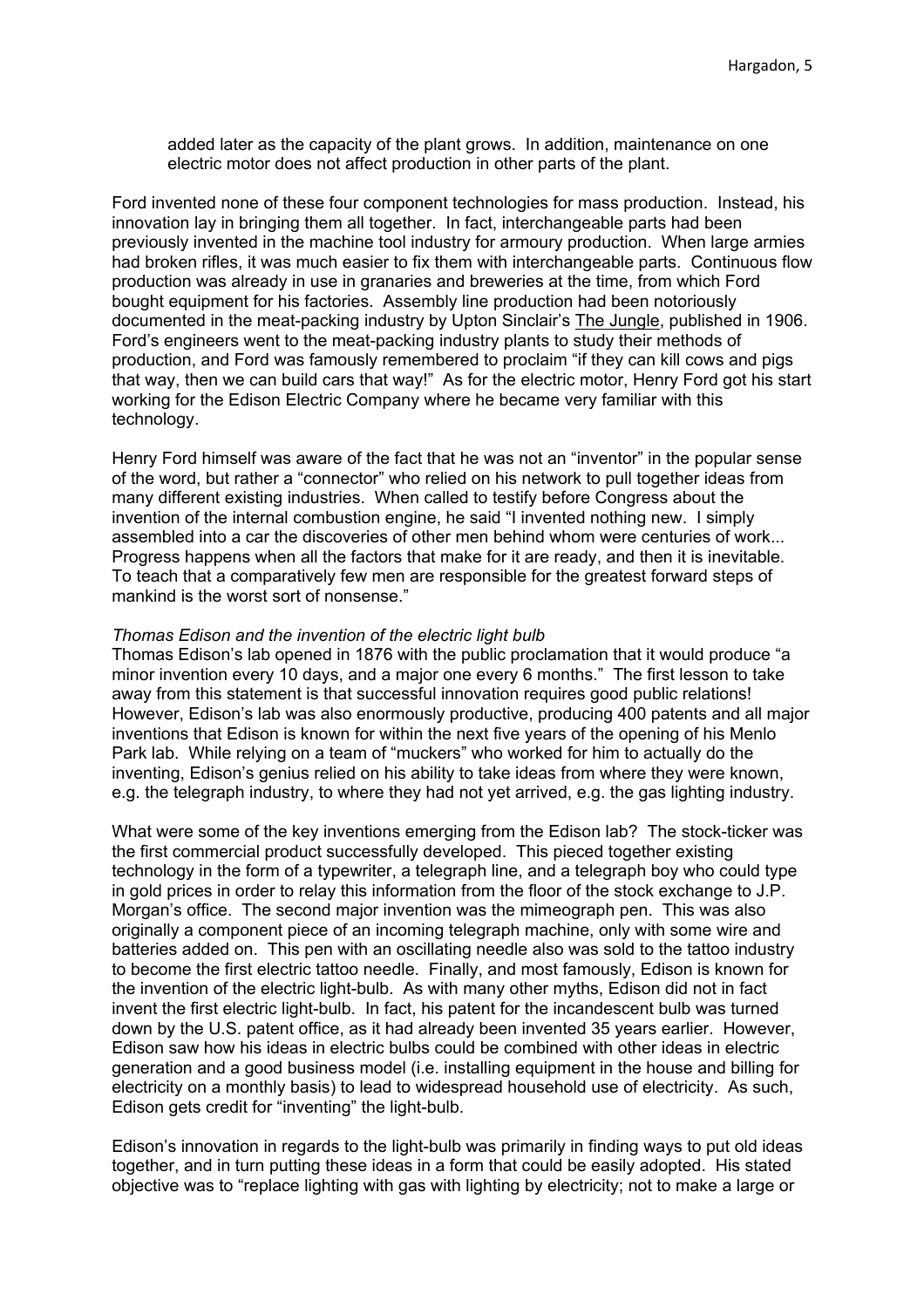added later as the capacity of the plant grows. In addition, maintenance on one electric motor does not affect production in other parts of the plant.

Ford invented none of these four component technologies for mass production. Instead, his innovation lay in bringing them all together. In fact, interchangeable parts had been previously invented in the machine tool industry for armoury production. When large armies had broken rifles, it was much easier to fix them with interchangeable parts. Continuous flow production was already in use in granaries and breweries at the time, from which Ford bought equipment for his factories. Assembly line production had been notoriously documented in the meat-packing industry by Upton Sinclair's The Jungle, published in 1906. Ford's engineers went to the meat-packing industry plants to study their methods of production, and Ford was famously remembered to proclaim "if they can kill cows and pigs that way, then we can build cars that way!" As for the electric motor, Henry Ford got his start working for the Edison Electric Company where he became very familiar with this technology.

Henry Ford himself was aware of the fact that he was not an "inventor" in the popular sense of the word, but rather a "connector" who relied on his network to pull together ideas from many different existing industries. When called to testify before Congress about the invention of the internal combustion engine, he said "I invented nothing new. I simply assembled into a car the discoveries of other men behind whom were centuries of work... Progress happens when all the factors that make for it are ready, and then it is inevitable. To teach that a comparatively few men are responsible for the greatest forward steps of mankind is the worst sort of nonsense."

*Thomas Edison and the invention of the electric light bulb*

Thomas Edison's lab opened in 1876 with the public proclamation that it would produce "a minor invention every 10 days, and a major one every 6 months." The first lesson to take away from this statement is that successful innovation requires good public relations! However, Edison's lab was also enormously productive, producing 400 patents and all major inventions that Edison is known for within the next five years of the opening of his Menlo Park lab. While relying on a team of "muckers" who worked for him to actually do the inventing, Edison's genius relied on his ability to take ideas from where they were known, e.g. the telegraph industry, to where they had not yet arrived, e.g. the gas lighting industry.

What were some of the key inventions emerging from the Edison lab? The stock-ticker was the first commercial product successfully developed. This pieced together existing technology in the form of a typewriter, a telegraph line, and a telegraph boy who could type in gold prices in order to relay this information from the floor of the stock exchange to J.P. Morgan's office. The second major invention was the mimeograph pen. This was also originally a component piece of an incoming telegraph machine, only with some wire and batteries added on. This pen with an oscillating needle also was sold to the tattoo industry to become the first electric tattoo needle. Finally, and most famously, Edison is known for the invention of the electric light-bulb. As with many other myths, Edison did not in fact invent the first electric light-bulb. In fact, his patent for the incandescent bulb was turned down by the U.S. patent office, as it had already been invented 35 years earlier. However, Edison saw how his ideas in electric bulbs could be combined with other ideas in electric generation and a good business model (i.e. installing equipment in the house and billing for electricity on a monthly basis) to lead to widespread household use of electricity. As such, Edison gets credit for "inventing" the light-bulb.

Edison's innovation in regards to the light-bulb was primarily in finding ways to put old ideas together, and in turn putting these ideas in a form that could be easily adopted. His stated objective was to "replace lighting with gas with lighting by electricity; not to make a large or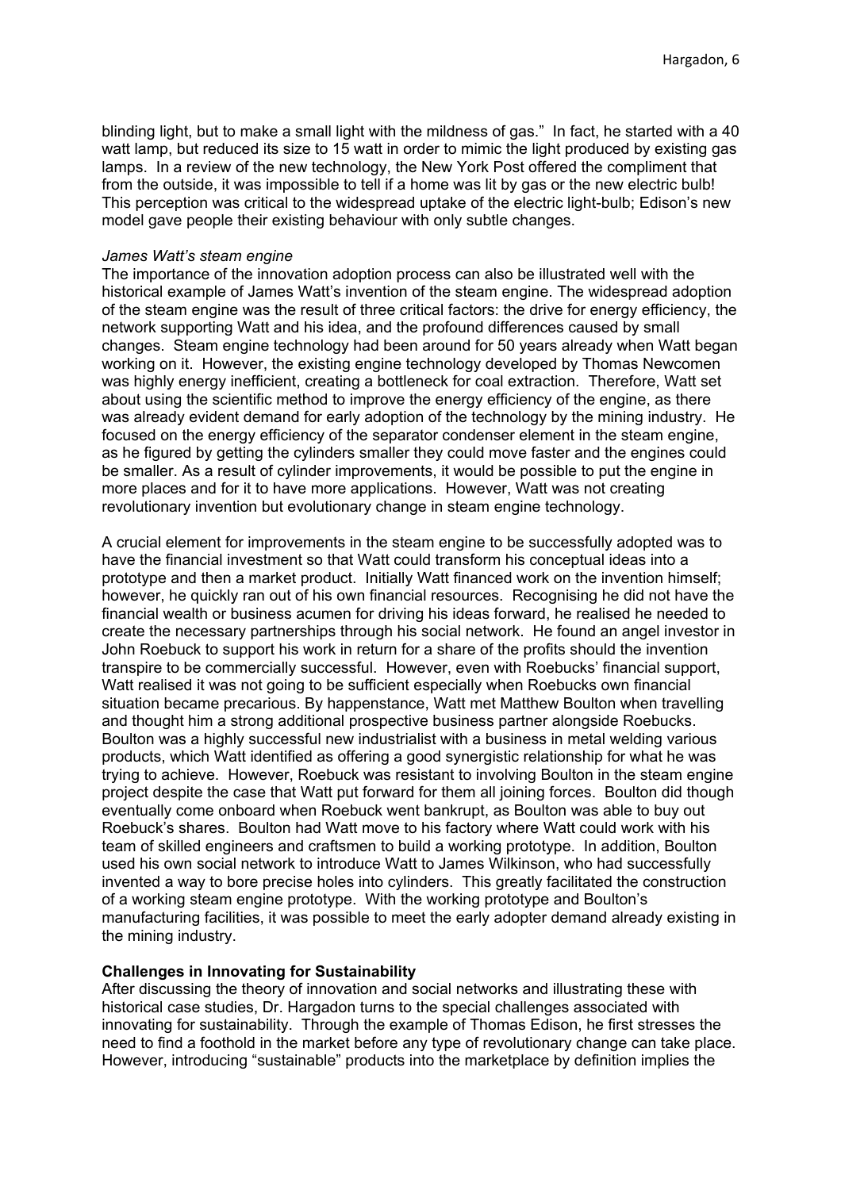blinding light, but to make a small light with the mildness of gas." In fact, he started with a 40 watt lamp, but reduced its size to 15 watt in order to mimic the light produced by existing gas lamps. In a review of the new technology, the New York Post offered the compliment that from the outside, it was impossible to tell if a home was lit by gas or the new electric bulb! This perception was critical to the widespread uptake of the electric light-bulb; Edison's new model gave people their existing behaviour with only subtle changes.

*James Watt's steam engine*

The importance of the innovation adoption process can also be illustrated well with the historical example of James Watt's invention of the steam engine. The widespread adoption of the steam engine was the result of three critical factors: the drive for energy efficiency, the network supporting Watt and his idea, and the profound differences caused by small changes. Steam engine technology had been around for 50 years already when Watt began working on it. However, the existing engine technology developed by Thomas Newcomen was highly energy inefficient, creating a bottleneck for coal extraction. Therefore, Watt set about using the scientific method to improve the energy efficiency of the engine, as there was already evident demand for early adoption of the technology by the mining industry. He focused on the energy efficiency of the separator condenser element in the steam engine, as he figured by getting the cylinders smaller they could move faster and the engines could be smaller. As a result of cylinder improvements, it would be possible to put the engine in more places and for it to have more applications. However, Watt was not creating revolutionary invention but evolutionary change in steam engine technology.

A crucial element for improvements in the steam engine to be successfully adopted was to have the financial investment so that Watt could transform his conceptual ideas into a prototype and then a market product. Initially Watt financed work on the invention himself; however, he quickly ran out of his own financial resources. Recognising he did not have the financial wealth or business acumen for driving his ideas forward, he realised he needed to create the necessary partnerships through his social network. He found an angel investor in John Roebuck to support his work in return for a share of the profits should the invention transpire to be commercially successful. However, even with Roebucks' financial support, Watt realised it was not going to be sufficient especially when Roebucks own financial situation became precarious. By happenstance, Watt met Matthew Boulton when travelling and thought him a strong additional prospective business partner alongside Roebucks. Boulton was a highly successful new industrialist with a business in metal welding various products, which Watt identified as offering a good synergistic relationship for what he was trying to achieve. However, Roebuck was resistant to involving Boulton in the steam engine project despite the case that Watt put forward for them all joining forces. Boulton did though eventually come onboard when Roebuck went bankrupt, as Boulton was able to buy out Roebuck's shares. Boulton had Watt move to his factory where Watt could work with his team of skilled engineers and craftsmen to build a working prototype. In addition, Boulton used his own social network to introduce Watt to James Wilkinson, who had successfully invented a way to bore precise holes into cylinders. This greatly facilitated the construction of a working steam engine prototype. With the working prototype and Boulton's manufacturing facilities, it was possible to meet the early adopter demand already existing in the mining industry.

**Challenges in Innovating for Sustainability**

After discussing the theory of innovation and social networks and illustrating these with historical case studies, Dr. Hargadon turns to the special challenges associated with innovating for sustainability. Through the example of Thomas Edison, he first stresses the need to find a foothold in the market before any type of revolutionary change can take place. However, introducing "sustainable" products into the marketplace by definition implies the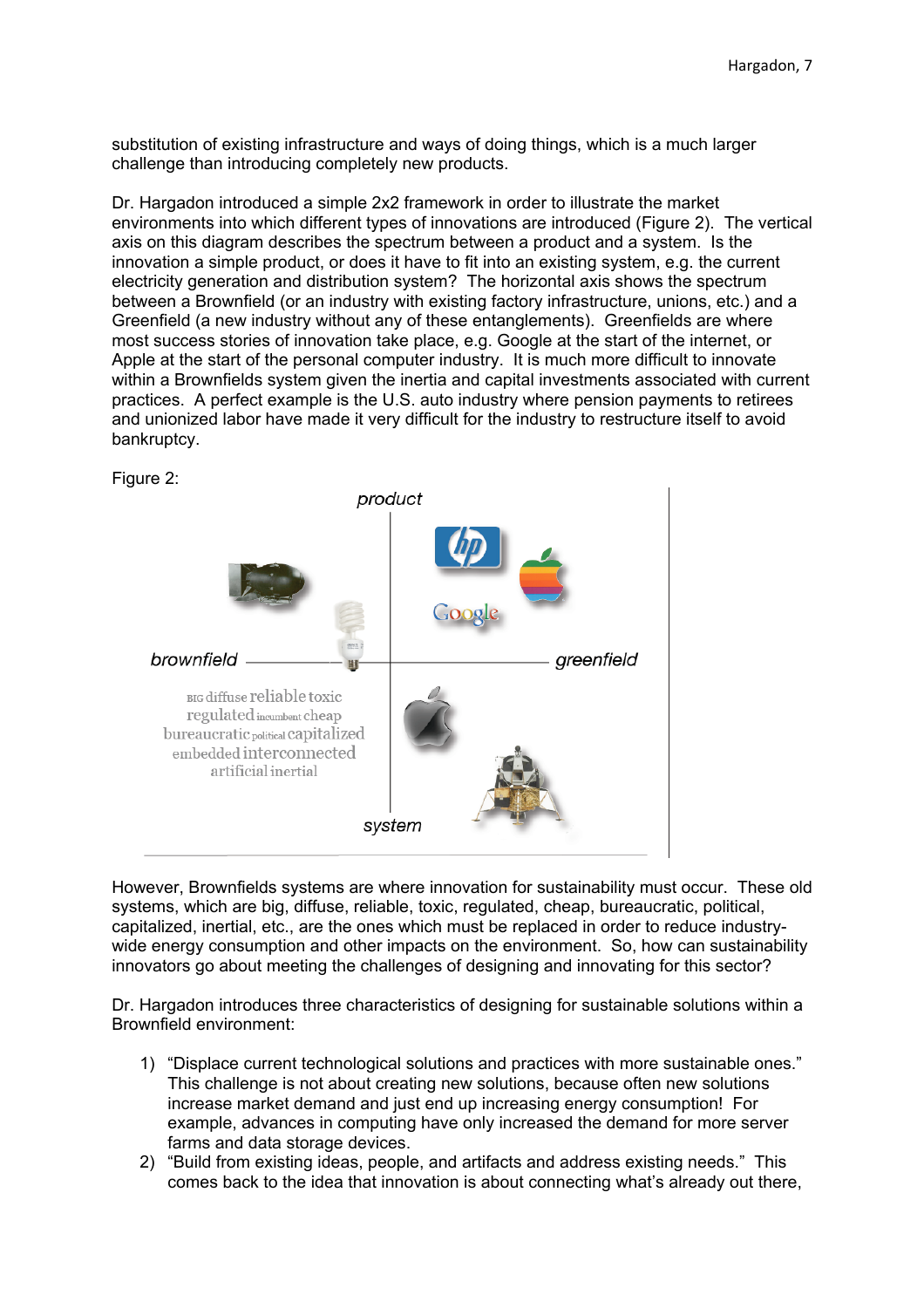substitution of existing infrastructure and ways of doing things, which is a much larger challenge than introducing completely new products.

Dr. Hargadon introduced a simple 2x2 framework in order to illustrate the market environments into which different types of innovations are introduced (Figure 2). The vertical axis on this diagram describes the spectrum between a product and a system. Is the innovation a simple product, or does it have to fit into an existing system, e.g. the current electricity generation and distribution system? The horizontal axis shows the spectrum between a Brownfield (or an industry with existing factory infrastructure, unions, etc.) and a Greenfield (a new industry without any of these entanglements). Greenfields are where most success stories of innovation take place, e.g. Google at the start of the internet, or Apple at the start of the personal computer industry. It is much more difficult to innovate within a Brownfields system given the inertia and capital investments associated with current practices. A perfect example is the U.S. auto industry where pension payments to retirees and unionized labor have made it very difficult for the industry to restructure itself to avoid bankruptcy.

Figure 2:

However, Brownfields systems are where innovation for sustainability must occur. These old systems, which are big, diffuse, reliable, toxic, regulated, cheap, bureaucratic, political, capitalized, inertial, etc., are the ones which must be replaced in order to reduce industry-wide energy consumption and other impacts on the environment. So, how can sustainability innovators go about meeting the challenges of designing and innovating for this sector?

Dr. Hargadon introduces three characteristics of designing for sustainable solutions within a Brownfield environment:

1) "Displace current technological solutions and practices with more sustainable ones." This challenge is not about creating new solutions, because often new solutions increase market demand and just end up increasing energy consumption! For example, advances in computing have only increased the demand for more server farms and data storage devices.
2) "Build from existing ideas, people, and artifacts and address existing needs." This comes back to the idea that innovation is about connecting what's already out there,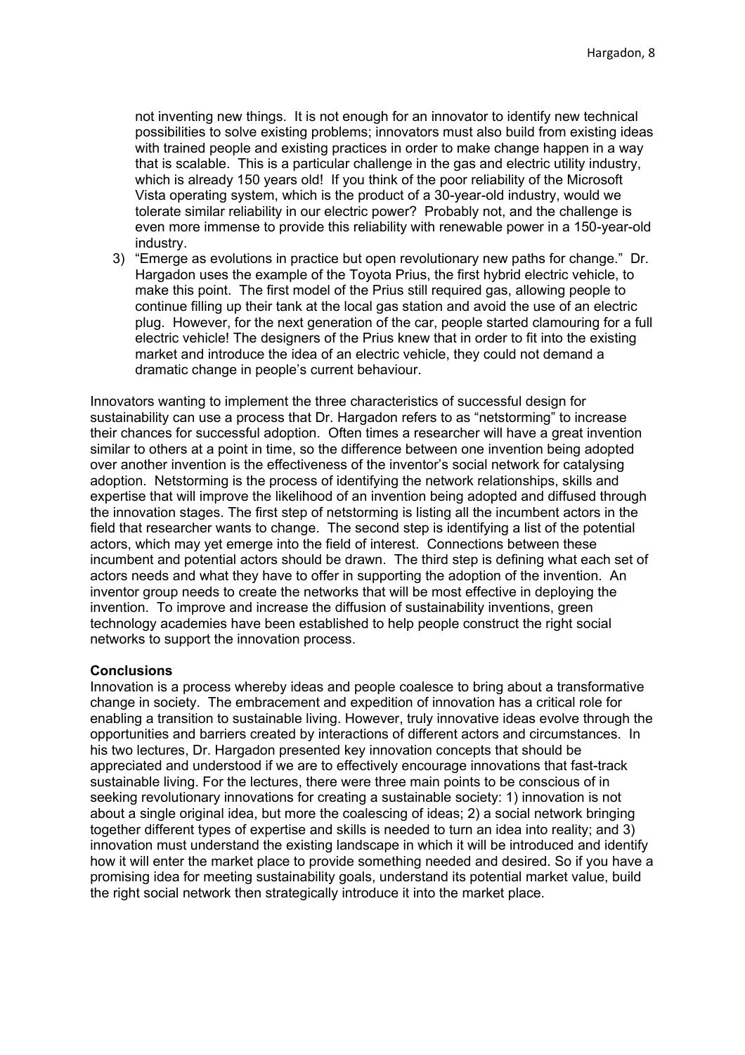not inventing new things. It is not enough for an innovator to identify new technical possibilities to solve existing problems; innovators must also build from existing ideas with trained people and existing practices in order to make change happen in a way that is scalable. This is a particular challenge in the gas and electric utility industry, which is already 150 years old! If you think of the poor reliability of the Microsoft Vista operating system, which is the product of a 30-year-old industry, would we tolerate similar reliability in our electric power? Probably not, and the challenge is even more immense to provide this reliability with renewable power in a 150-year-old industry.

3) "Emerge as evolutions in practice but open revolutionary new paths for change." Dr. Hargadon uses the example of the Toyota Prius, the first hybrid electric vehicle, to make this point. The first model of the Prius still required gas, allowing people to continue filling up their tank at the local gas station and avoid the use of an electric plug. However, for the next generation of the car, people started clamouring for a full electric vehicle! The designers of the Prius knew that in order to fit into the existing market and introduce the idea of an electric vehicle, they could not demand a dramatic change in people's current behaviour.

Innovators wanting to implement the three characteristics of successful design for sustainability can use a process that Dr. Hargadon refers to as "netstorming" to increase their chances for successful adoption. Often times a researcher will have a great invention similar to others at a point in time, so the difference between one invention being adopted over another invention is the effectiveness of the inventor's social network for catalysing adoption. Netstorming is the process of identifying the network relationships, skills and expertise that will improve the likelihood of an invention being adopted and diffused through the innovation stages. The first step of netstorming is listing all the incumbent actors in the field that researcher wants to change. The second step is identifying a list of the potential actors, which may yet emerge into the field of interest. Connections between these incumbent and potential actors should be drawn. The third step is defining what each set of actors needs and what they have to offer in supporting the adoption of the invention. An inventor group needs to create the networks that will be most effective in deploying the invention. To improve and increase the diffusion of sustainability inventions, green technology academies have been established to help people construct the right social networks to support the innovation process.

**Conclusions**

Innovation is a process whereby ideas and people coalesce to bring about a transformative change in society. The embracement and expedition of innovation has a critical role for enabling a transition to sustainable living. However, truly innovative ideas evolve through the opportunities and barriers created by interactions of different actors and circumstances. In his two lectures, Dr. Hargadon presented key innovation concepts that should be appreciated and understood if we are to effectively encourage innovations that fast-track sustainable living. For the lectures, there were three main points to be conscious of in seeking revolutionary innovations for creating a sustainable society: 1) innovation is not about a single original idea, but more the coalescing of ideas; 2) a social network bringing together different types of expertise and skills is needed to turn an idea into reality; and 3) innovation must understand the existing landscape in which it will be introduced and identify how it will enter the market place to provide something needed and desired. So if you have a promising idea for meeting sustainability goals, understand its potential market value, build the right social network then strategically introduce it into the market place.